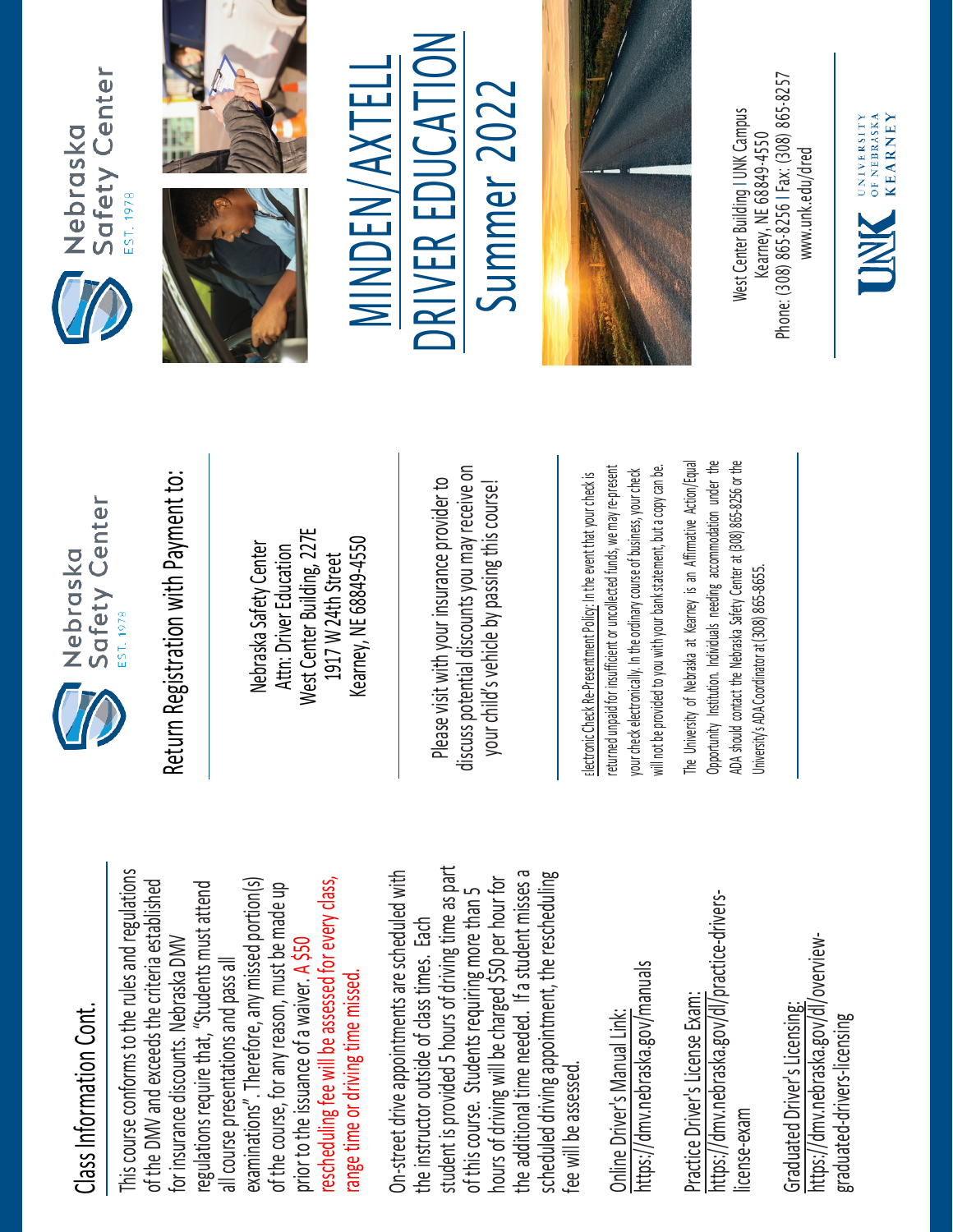## Class Information Cont.

This course conforms to the rules and regulations of the DMV and exceeds the criteria established for insurance discounts. Nebraska DMV regulations require that, "Students must attend all course presentations and pass all examinations". Therefore, any missed portion(s) of the course, for any reason, must be made up prior to the issuance of a waiver. A $50 rescheduling fee will be assessed for every class, range time or driving time missed.

On-street drive appointments are scheduled with the instructor outside of class times. Each student is provided 5 hours of driving time as part of this course. Students requiring more than 5 hours of driving will be charged $50 per hour for the additional time needed. If a student misses a scheduled driving appointment, the rescheduling fee will be assessed.

Online Driver's Manual Link:
https://dmv.nebraska.gov/manuals

Practice Driver's License Exam:
https://dmv.nebraska.gov/dl/practice-drivers-license-exam

Graduated Driver's Licensing:
https://dmv.nebraska.gov/dl/overview-graduated-drivers-licensing

Nebraska Safety Center
EST. 1978

## Return Registration with Payment to:

Nebraska Safety Center
Attn: Driver Education
West Center Building, 227E
1917 W 24th Street
Kearney, NE 68849-4550

Please visit with your insurance provider to discuss potential discounts you may receive on your child's vehicle by passing this course!

Electronic Check Re-Presentment Policy: In the event that your check is returned unpaid for insufficient or uncollected funds, we may re-present your check electronically. In the ordinary course of business, your check will not be provided to you with your bank statement, but a copy can be.

The University of Nebraska at Kearney is an Affirmative Action/Equal Opportunity Institution. Individuals needing accommodation under the ADA should contact the Nebraska Safety Center at (308) 865-8256 or the University's ADA Coordinator at (308) 865-8655.

Nebraska Safety Center
EST. 1978

# MINDEN/AXTELL DRIVER EDUCATION Summer 2022

West Center Building | UNK Campus
Kearney, NE 68849-4550
Phone: (308) 865-8256 | Fax: (308) 865-8257
www.unk.edu/dred

UNK University of Nebraska Kearney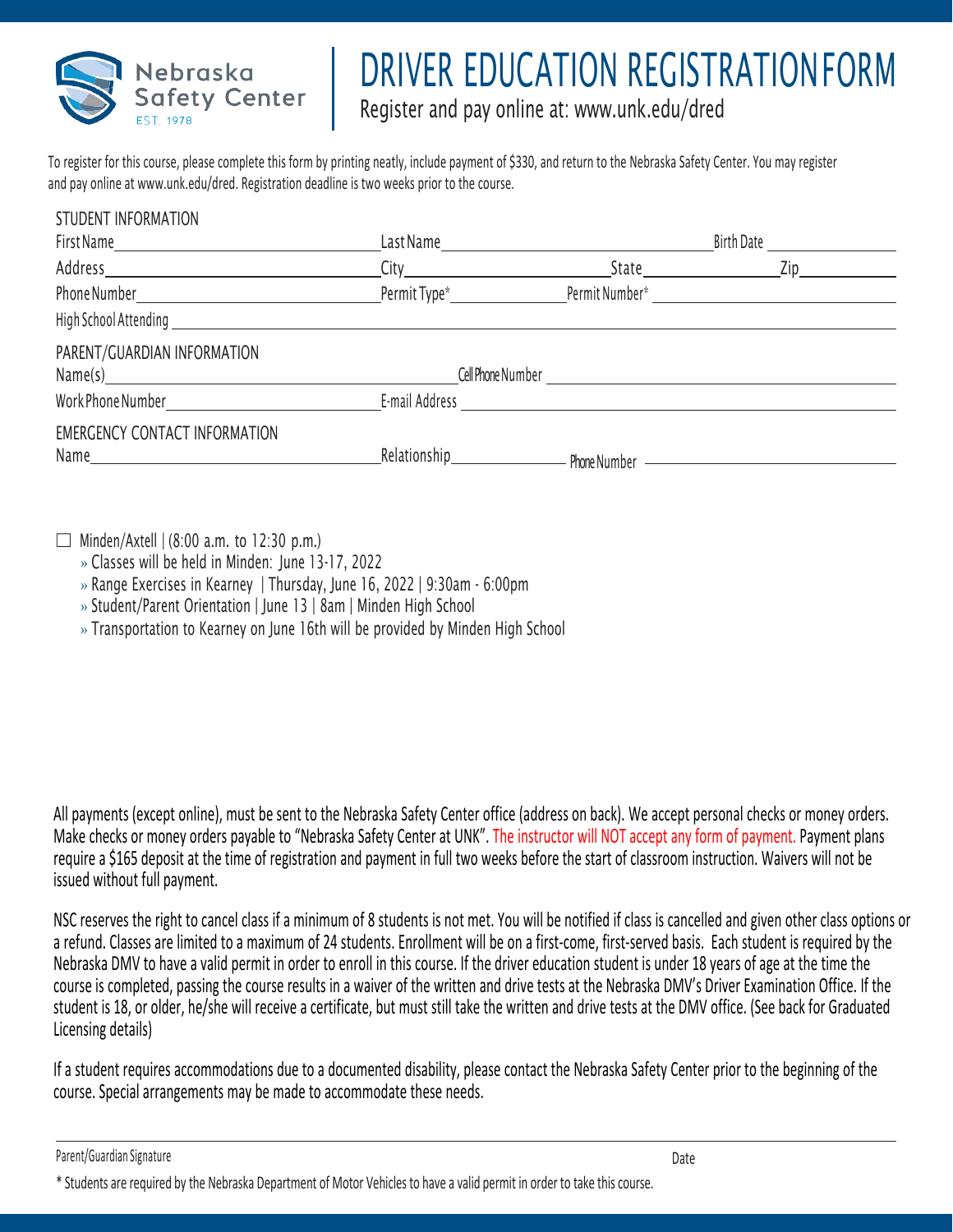Nebraska Safety Center
EST. 1978

# DRIVER EDUCATION REGISTRATION FORM

Register and pay online at: www.unk.edu/dred

To register for this course, please complete this form by printing neatly, include payment of $330, and return to the Nebraska Safety Center. You may register and pay online at www.unk.edu/dred. Registration deadline is two weeks prior to the course.

## STUDENT INFORMATION

First Name\_\_\_\_\_\_\_\_\_\_\_\_\_\_\_\_\_\_\_\_ Last Name\_\_\_\_\_\_\_\_\_\_\_\_\_\_\_\_\_\_\_\_ Birth Date \_\_\_\_\_\_\_\_\_\_

Address\_\_\_\_\_\_\_\_\_\_\_\_\_\_\_\_\_\_\_\_ City\_\_\_\_\_\_\_\_\_\_\_\_\_\_\_\_ State\_\_\_\_\_\_\_\_ Zip\_\_\_\_\_\_\_\_

Phone Number\_\_\_\_\_\_\_\_\_\_\_\_\_\_\_\_\_\_\_\_ Permit Type*\_\_\_\_\_\_\_\_\_\_ Permit Number* \_\_\_\_\_\_\_\_\_\_\_\_\_\_\_\_

High School Attending \_\_\_\_\_\_\_\_\_\_\_\_\_\_\_\_\_\_\_\_\_\_\_\_\_\_\_\_\_\_\_\_\_\_\_\_\_\_\_\_

## PARENT/GUARDIAN INFORMATION

Name(s)\_\_\_\_\_\_\_\_\_\_\_\_\_\_\_\_\_\_\_\_\_\_\_\_ Cell Phone Number \_\_\_\_\_\_\_\_\_\_\_\_\_\_\_\_\_\_\_\_

Work Phone Number\_\_\_\_\_\_\_\_\_\_\_\_\_\_\_\_\_\_\_\_ E-mail Address \_\_\_\_\_\_\_\_\_\_\_\_\_\_\_\_\_\_\_\_

## EMERGENCY CONTACT INFORMATION

Name\_\_\_\_\_\_\_\_\_\_\_\_\_\_\_\_\_\_\_\_\_\_\_\_ Relationship\_\_\_\_\_\_\_\_\_\_ Phone Number \_\_\_\_\_\_\_\_\_\_\_\_\_\_\_\_

☐ Minden/Axtell | (8:00 a.m. to 12:30 p.m.)

- » Classes will be held in Minden: June 13-17, 2022
- » Range Exercises in Kearney | Thursday, June 16, 2022 | 9:30am - 6:00pm
- » Student/Parent Orientation | June 13 | 8am | Minden High School
- » Transportation to Kearney on June 16th will be provided by Minden High School

All payments (except online), must be sent to the Nebraska Safety Center office (address on back). We accept personal checks or money orders. Make checks or money orders payable to "Nebraska Safety Center at UNK". The instructor will NOT accept any form of payment. Payment plans require a $165 deposit at the time of registration and payment in full two weeks before the start of classroom instruction. Waivers will not be issued without full payment.

NSC reserves the right to cancel class if a minimum of 8 students is not met. You will be notified if class is cancelled and given other class options or a refund. Classes are limited to a maximum of 24 students. Enrollment will be on a first-come, first-served basis. Each student is required by the Nebraska DMV to have a valid permit in order to enroll in this course. If the driver education student is under 18 years of age at the time the course is completed, passing the course results in a waiver of the written and drive tests at the Nebraska DMV's Driver Examination Office. If the student is 18, or older, he/she will receive a certificate, but must still take the written and drive tests at the DMV office. (See back for Graduated Licensing details)

If a student requires accommodations due to a documented disability, please contact the Nebraska Safety Center prior to the beginning of the course. Special arrangements may be made to accommodate these needs.

\_\_\_\_\_\_\_\_\_\_\_\_\_\_\_\_\_\_\_\_\_\_\_\_\_\_\_\_\_\_\_\_\_\_\_\_\_\_\_\_\_\_\_\_\_\_\_\_\_\_\_\_

Parent/Guardian Signature Date

\* Students are required by the Nebraska Department of Motor Vehicles to have a valid permit in order to take this course.